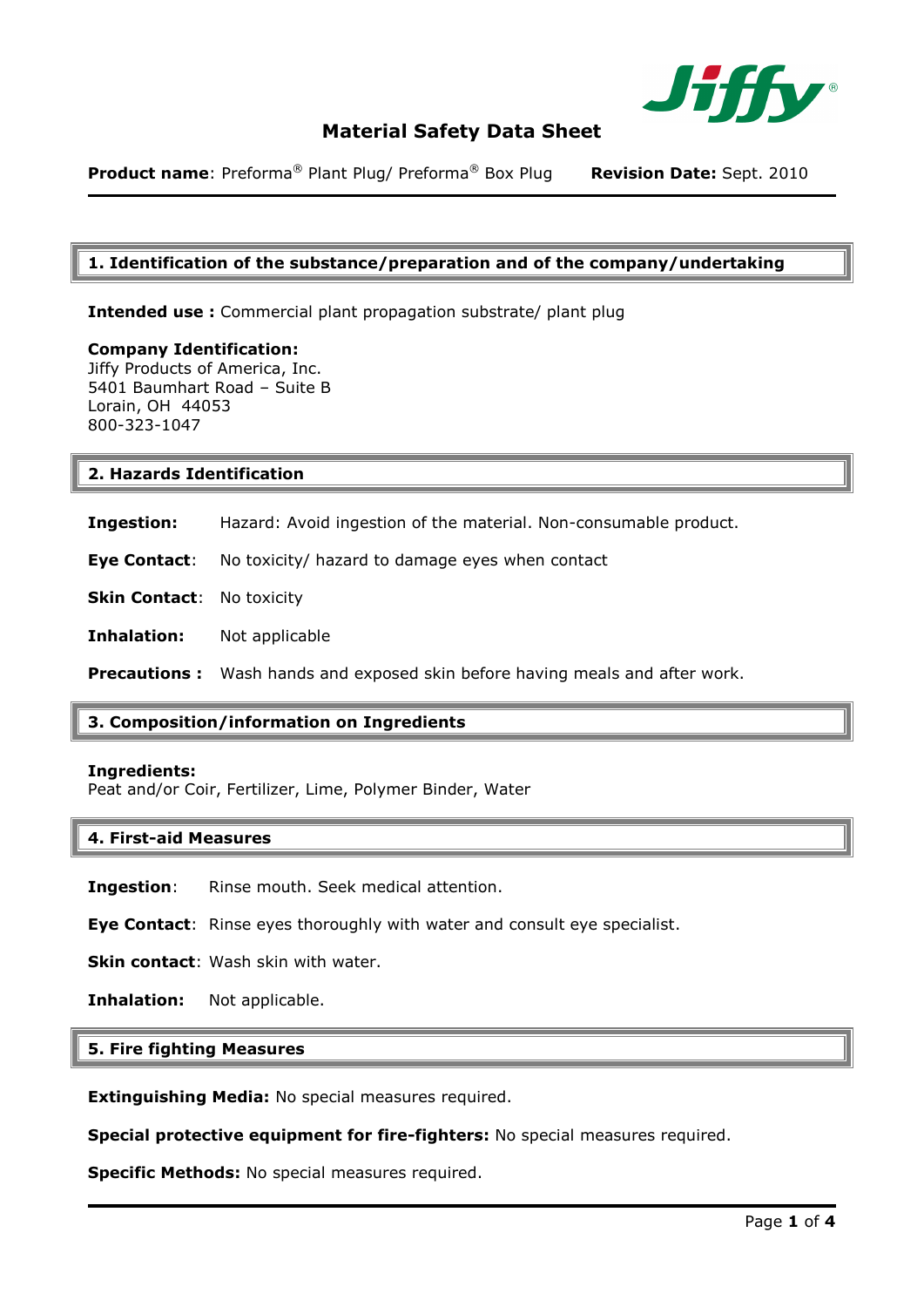# Material Safety Data Sheet

**Product name**: Preforma® Plant Plug/ Preforma® Box Plug **Revision Date:** Sept. 2010

## 1. Identification of the substance/preparation and of the company/undertaking

**Intended use :** Commercial plant propagation substrate/ plant plug

**Company Identification:**
Jiffy Products of America, Inc.
5401 Baumhart Road – Suite B
Lorain, OH 44053
800-323-1047

## 2. Hazards Identification

**Ingestion:** Hazard: Avoid ingestion of the material. Non-consumable product.

**Eye Contact**: No toxicity/ hazard to damage eyes when contact

**Skin Contact**: No toxicity

**Inhalation:** Not applicable

**Precautions :** Wash hands and exposed skin before having meals and after work.

## 3. Composition/information on Ingredients

**Ingredients:**
Peat and/or Coir, Fertilizer, Lime, Polymer Binder, Water

## 4. First-aid Measures

**Ingestion**: Rinse mouth. Seek medical attention.

**Eye Contact**: Rinse eyes thoroughly with water and consult eye specialist.

**Skin contact**: Wash skin with water.

**Inhalation:** Not applicable.

## 5. Fire fighting Measures

**Extinguishing Media:** No special measures required.

**Special protective equipment for fire-fighters:** No special measures required.

**Specific Methods:** No special measures required.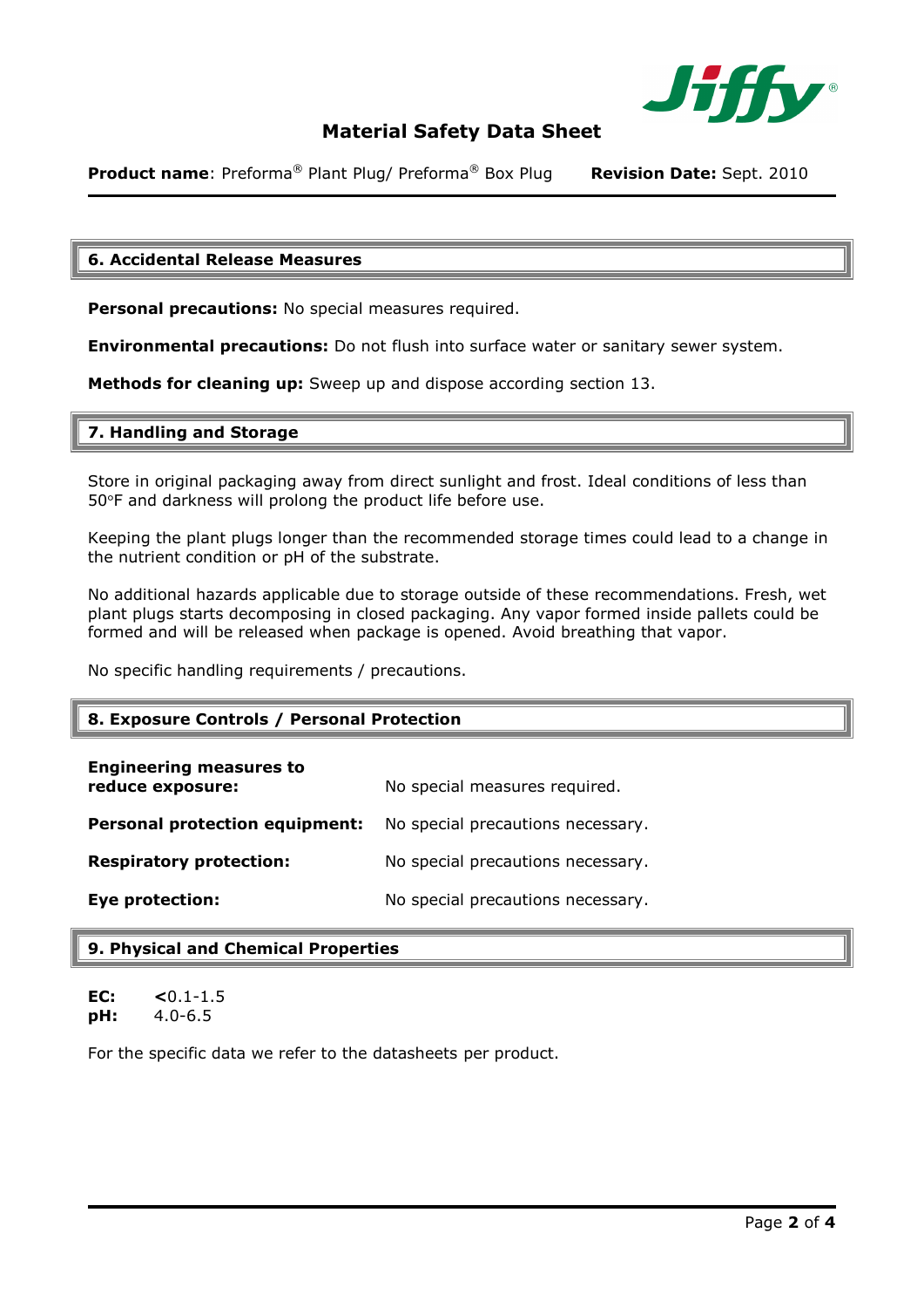**Material Safety Data Sheet**

**Product name**: Preforma® Plant Plug/ Preforma® Box Plug **Revision Date:** Sept. 2010

## 6. Accidental Release Measures

**Personal precautions:** No special measures required.

**Environmental precautions:** Do not flush into surface water or sanitary sewer system.

**Methods for cleaning up:** Sweep up and dispose according section 13.

## 7. Handling and Storage

Store in original packaging away from direct sunlight and frost. Ideal conditions of less than 50°F and darkness will prolong the product life before use.

Keeping the plant plugs longer than the recommended storage times could lead to a change in the nutrient condition or pH of the substrate.

No additional hazards applicable due to storage outside of these recommendations. Fresh, wet plant plugs starts decomposing in closed packaging. Any vapor formed inside pallets could be formed and will be released when package is opened. Avoid breathing that vapor.

No specific handling requirements / precautions.

## 8. Exposure Controls / Personal Protection

| | |
|---|---|
| **Engineering measures to reduce exposure:** | No special measures required. |
| **Personal protection equipment:** | No special precautions necessary. |
| **Respiratory protection:** | No special precautions necessary. |
| **Eye protection:** | No special precautions necessary. |

## 9. Physical and Chemical Properties

**EC:** <0.1-1.5
**pH:** 4.0-6.5

For the specific data we refer to the datasheets per product.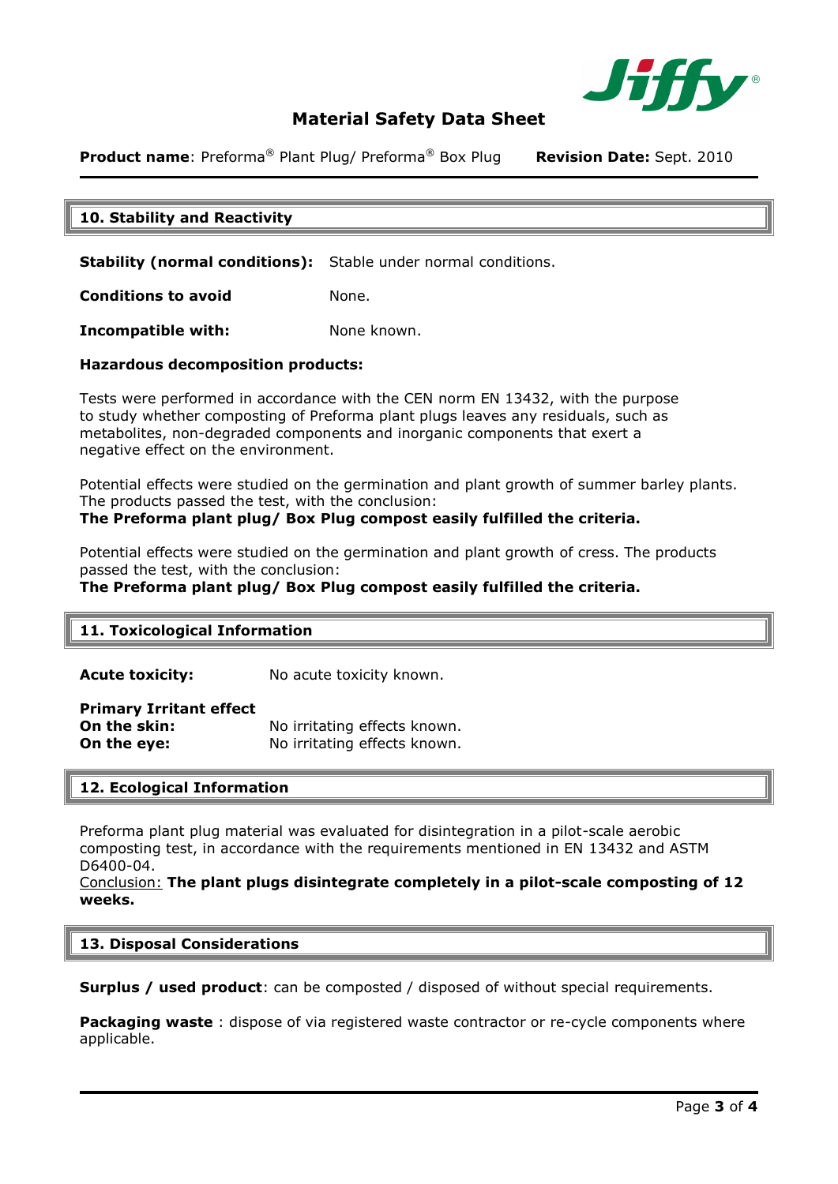## 10. Stability and Reactivity

**Stability (normal conditions):** Stable under normal conditions.

**Conditions to avoid** None.

**Incompatible with:** None known.

**Hazardous decomposition products:**

Tests were performed in accordance with the CEN norm EN 13432, with the purpose to study whether composting of Preforma plant plugs leaves any residuals, such as metabolites, non-degraded components and inorganic components that exert a negative effect on the environment.

Potential effects were studied on the germination and plant growth of summer barley plants. The products passed the test, with the conclusion:
**The Preforma plant plug/ Box Plug compost easily fulfilled the criteria.**

Potential effects were studied on the germination and plant growth of cress. The products passed the test, with the conclusion:
**The Preforma plant plug/ Box Plug compost easily fulfilled the criteria.**

## 11. Toxicological Information

**Acute toxicity:** No acute toxicity known.

**Primary Irritant effect**
**On the skin:** No irritating effects known.
**On the eye:** No irritating effects known.

## 12. Ecological Information

Preforma plant plug material was evaluated for disintegration in a pilot-scale aerobic composting test, in accordance with the requirements mentioned in EN 13432 and ASTM D6400-04.
Conclusion: **The plant plugs disintegrate completely in a pilot-scale composting of 12 weeks.**

## 13. Disposal Considerations

**Surplus / used product**: can be composted / disposed of without special requirements.

**Packaging waste** : dispose of via registered waste contractor or re-cycle components where applicable.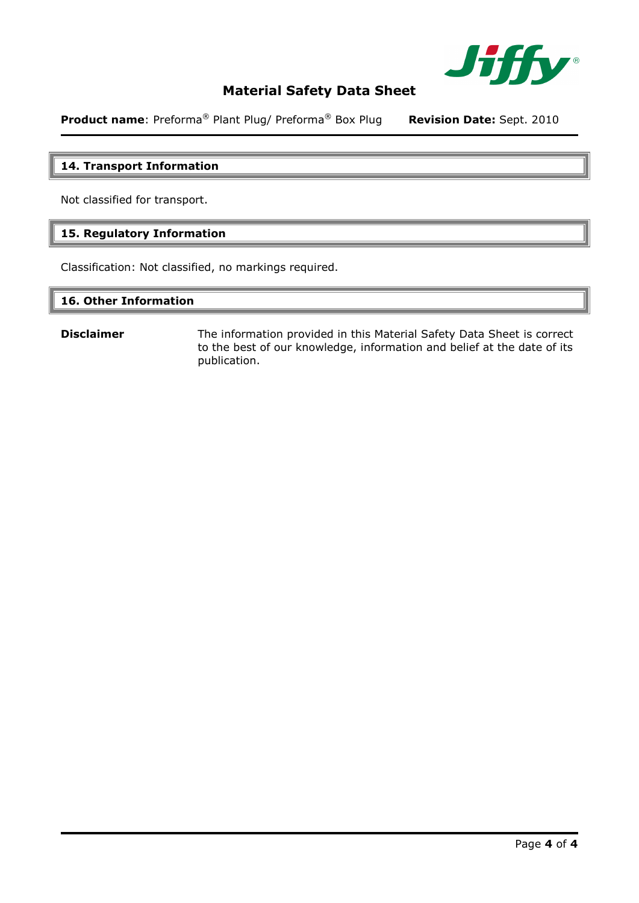## 14. Transport Information

Not classified for transport.

## 15. Regulatory Information

Classification: Not classified, no markings required.

## 16. Other Information

**Disclaimer**

The information provided in this Material Safety Data Sheet is correct to the best of our knowledge, information and belief at the date of its publication.